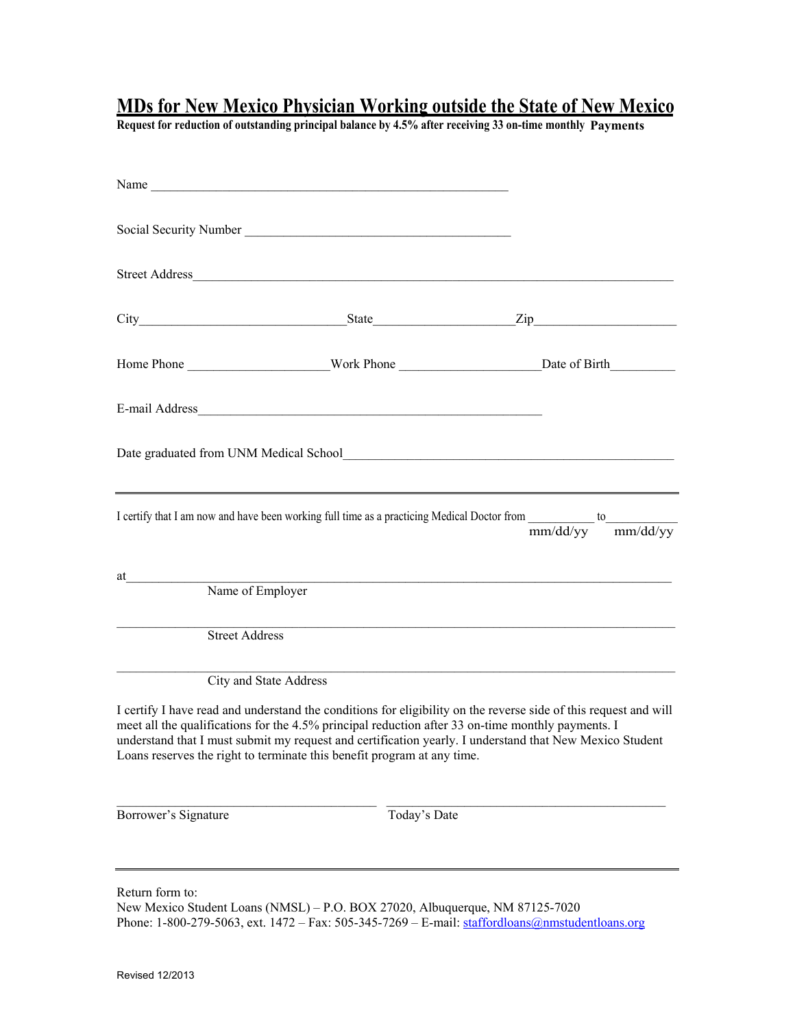# MDs for New Mexico Physician Working outside the State of New Mexico

**Request for reduction of outstanding principal balance by 4.5% after receiving 33 on-time monthly Payments**

Name ________________________________________________

Social Security Number ____________________________________

Street Address_____________________________________________________________________

City_____________________________State____________________Zip____________________

Home Phone ___________________Work Phone ___________________Date of Birth_________

E-mail Address______________________________________________

Date graduated from UNM Medical School___________________________________________

---

I certify that I am now and have been working full time as a practicing Medical Doctor from __________ to__________
mm/dd/yy mm/dd/yy

at_________________________________________________________________________
Name of Employer

___________________________________________________________________________
Street Address

___________________________________________________________________________
City and State Address

I certify I have read and understand the conditions for eligibility on the reverse side of this request and will meet all the qualifications for the 4.5% principal reduction after 33 on-time monthly payments. I understand that I must submit my request and certification yearly. I understand that New Mexico Student Loans reserves the right to terminate this benefit program at any time.

_________________________________ _____________________________________
Borrower's Signature Today's Date

---

Return form to:
New Mexico Student Loans (NMSL) – P.O. BOX 27020, Albuquerque, NM 87125-7020
Phone: 1-800-279-5063, ext. 1472 – Fax: 505-345-7269 – E-mail: staffordloans@nmstudentloans.org

Revised 12/2013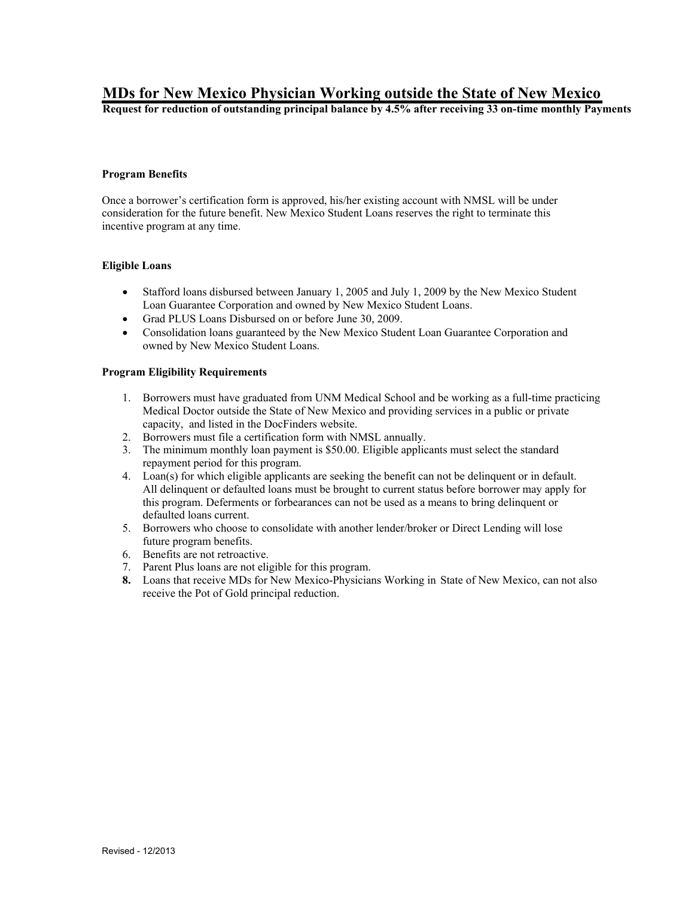# MDs for New Mexico Physician Working outside the State of New Mexico

**Request for reduction of outstanding principal balance by 4.5% after receiving 33 on-time monthly Payments**

### Program Benefits

Once a borrower's certification form is approved, his/her existing account with NMSL will be under consideration for the future benefit. New Mexico Student Loans reserves the right to terminate this incentive program at any time.

### Eligible Loans

- Stafford loans disbursed between January 1, 2005 and July 1, 2009 by the New Mexico Student Loan Guarantee Corporation and owned by New Mexico Student Loans.
- Grad PLUS Loans Disbursed on or before June 30, 2009.
- Consolidation loans guaranteed by the New Mexico Student Loan Guarantee Corporation and owned by New Mexico Student Loans.

### Program Eligibility Requirements

1. Borrowers must have graduated from UNM Medical School and be working as a full-time practicing Medical Doctor outside the State of New Mexico and providing services in a public or private capacity, and listed in the DocFinders website.
2. Borrowers must file a certification form with NMSL annually.
3. The minimum monthly loan payment is $50.00. Eligible applicants must select the standard repayment period for this program.
4. Loan(s) for which eligible applicants are seeking the benefit can not be delinquent or in default. All delinquent or defaulted loans must be brought to current status before borrower may apply for this program. Deferments or forbearances can not be used as a means to bring delinquent or defaulted loans current.
5. Borrowers who choose to consolidate with another lender/broker or Direct Lending will lose future program benefits.
6. Benefits are not retroactive.
7. Parent Plus loans are not eligible for this program.
8. Loans that receive MDs for New Mexico-Physicians Working in State of New Mexico, can not also receive the Pot of Gold principal reduction.

Revised - 12/2013